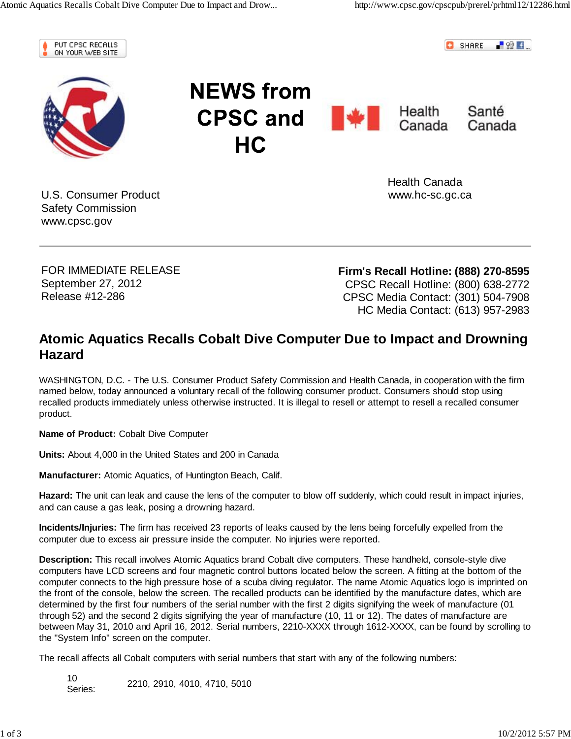# NEWS from CPSC and HC

U.S. Consumer Product Safety Commission
www.cpsc.gov

Health Canada | Santé Canada

Health Canada
www.hc-sc.gc.ca

---

FOR IMMEDIATE RELEASE
September 27, 2012
Release #12-286

**Firm's Recall Hotline: (888) 270-8595**
CPSC Recall Hotline: (800) 638-2772
CPSC Media Contact: (301) 504-7908
HC Media Contact: (613) 957-2983

## Atomic Aquatics Recalls Cobalt Dive Computer Due to Impact and Drowning Hazard

WASHINGTON, D.C. - The U.S. Consumer Product Safety Commission and Health Canada, in cooperation with the firm named below, today announced a voluntary recall of the following consumer product. Consumers should stop using recalled products immediately unless otherwise instructed. It is illegal to resell or attempt to resell a recalled consumer product.

**Name of Product:** Cobalt Dive Computer

**Units:** About 4,000 in the United States and 200 in Canada

**Manufacturer:** Atomic Aquatics, of Huntington Beach, Calif.

**Hazard:** The unit can leak and cause the lens of the computer to blow off suddenly, which could result in impact injuries, and can cause a gas leak, posing a drowning hazard.

**Incidents/Injuries:** The firm has received 23 reports of leaks caused by the lens being forcefully expelled from the computer due to excess air pressure inside the computer. No injuries were reported.

**Description:** This recall involves Atomic Aquatics brand Cobalt dive computers. These handheld, console-style dive computers have LCD screens and four magnetic control buttons located below the screen. A fitting at the bottom of the computer connects to the high pressure hose of a scuba diving regulator. The name Atomic Aquatics logo is imprinted on the front of the console, below the screen. The recalled products can be identified by the manufacture dates, which are determined by the first four numbers of the serial number with the first 2 digits signifying the week of manufacture (01 through 52) and the second 2 digits signifying the year of manufacture (10, 11 or 12). The dates of manufacture are between May 31, 2010 and April 16, 2012. Serial numbers, 2210-XXXX through 1612-XXXX, can be found by scrolling to the "System Info" screen on the computer.

The recall affects all Cobalt computers with serial numbers that start with any of the following numbers:

| | |
|---|---|
| 10 Series: | 2210, 2910, 4010, 4710, 5010 |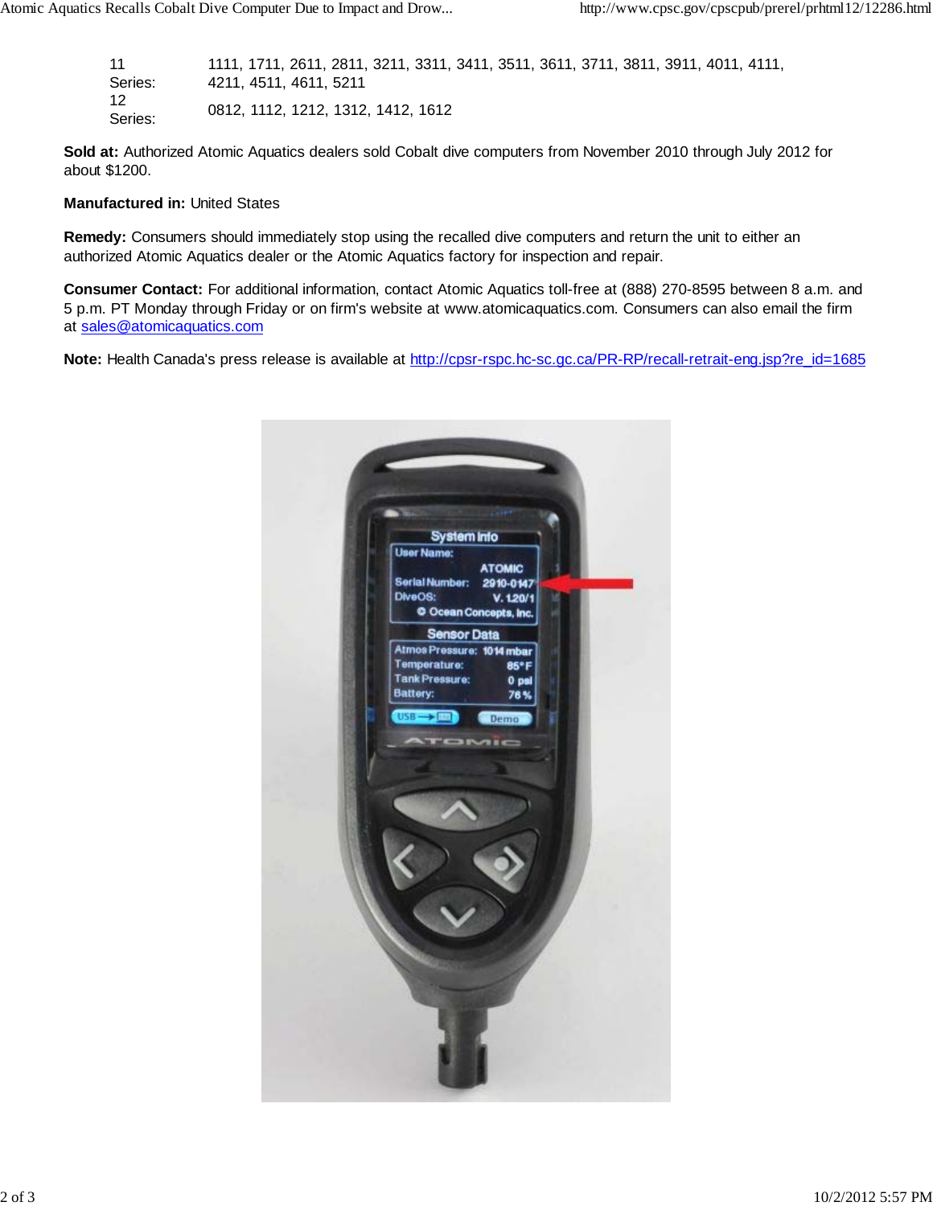| | |
|---|---|
| 11 Series: | 1111, 1711, 2611, 2811, 3211, 3311, 3411, 3511, 3611, 3711, 3811, 3911, 4011, 4111, 4211, 4511, 4611, 5211 |
| 12 Series: | 0812, 1112, 1212, 1312, 1412, 1612 |

**Sold at:** Authorized Atomic Aquatics dealers sold Cobalt dive computers from November 2010 through July 2012 for about $1200.

**Manufactured in:** United States

**Remedy:** Consumers should immediately stop using the recalled dive computers and return the unit to either an authorized Atomic Aquatics dealer or the Atomic Aquatics factory for inspection and repair.

**Consumer Contact:** For additional information, contact Atomic Aquatics toll-free at (888) 270-8595 between 8 a.m. and 5 p.m. PT Monday through Friday or on firm's website at www.atomicaquatics.com. Consumers can also email the firm at sales@atomicaquatics.com

**Note:** Health Canada's press release is available at http://cpsr-rspc.hc-sc.gc.ca/PR-RP/recall-retrait-eng.jsp?re_id=1685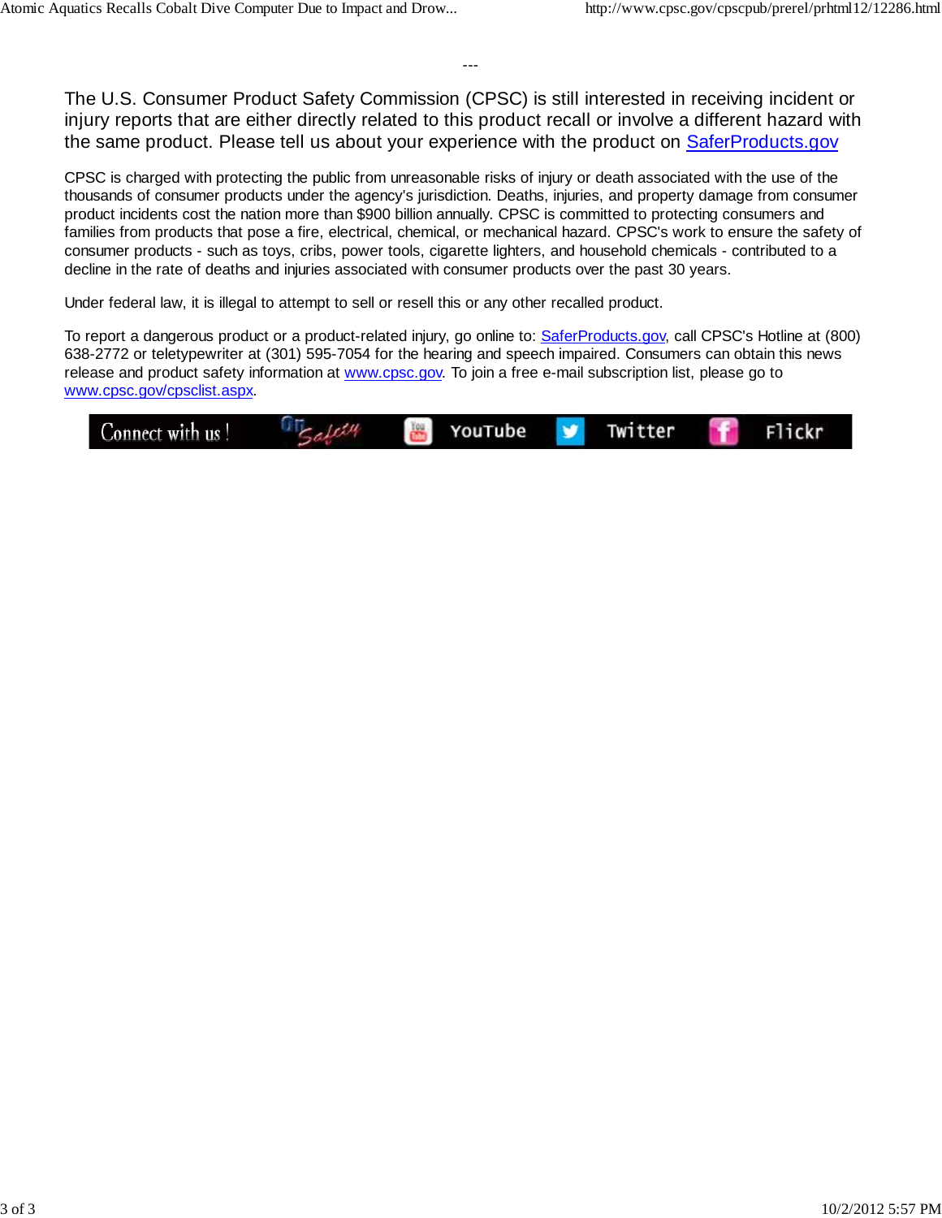---

The U.S. Consumer Product Safety Commission (CPSC) is still interested in receiving incident or injury reports that are either directly related to this product recall or involve a different hazard with the same product. Please tell us about your experience with the product on [SaferProducts.gov](http://www.saferproducts.gov)

CPSC is charged with protecting the public from unreasonable risks of injury or death associated with the use of the thousands of consumer products under the agency's jurisdiction. Deaths, injuries, and property damage from consumer product incidents cost the nation more than $900 billion annually. CPSC is committed to protecting consumers and families from products that pose a fire, electrical, chemical, or mechanical hazard. CPSC's work to ensure the safety of consumer products - such as toys, cribs, power tools, cigarette lighters, and household chemicals - contributed to a decline in the rate of deaths and injuries associated with consumer products over the past 30 years.

Under federal law, it is illegal to attempt to sell or resell this or any other recalled product.

To report a dangerous product or a product-related injury, go online to: [SaferProducts.gov](http://www.saferproducts.gov), call CPSC's Hotline at (800) 638-2772 or teletypewriter at (301) 595-7054 for the hearing and speech impaired. Consumers can obtain this news release and product safety information at [www.cpsc.gov](http://www.cpsc.gov). To join a free e-mail subscription list, please go to [www.cpsc.gov/cpsclist.aspx](http://www.cpsc.gov/cpsclist.aspx).

Connect with us ! OnSafety YouTube Twitter Flickr